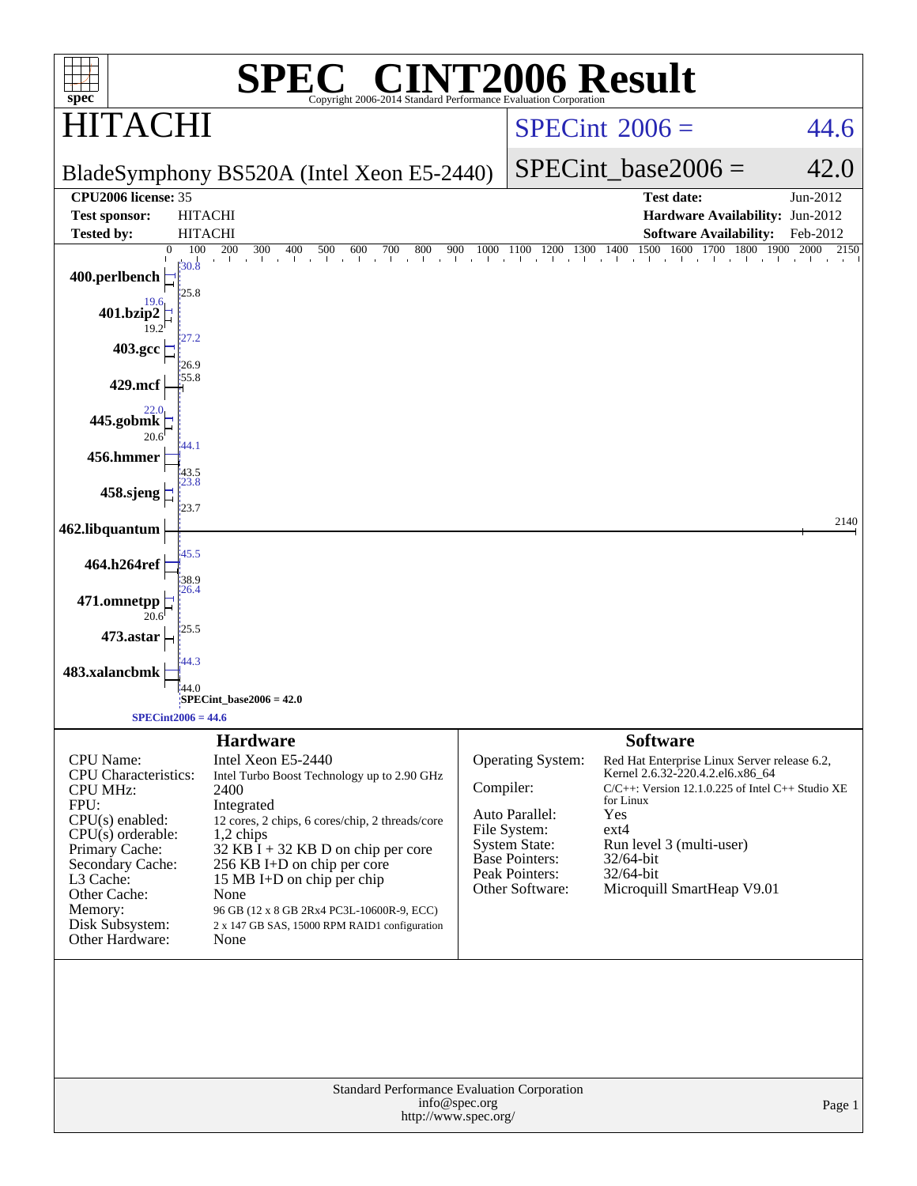# SPEC® CINT2006 Result

Copyright 2006-2014 Standard Performance Evaluation Corporation

## HITACHI

BladeSymphony BS520A (Intel Xeon E5-2440)

SPECint_2006 = 44.6

SPECint_base2006 = 42.0

| | | | |
|---|---|---|---|
| **CPU2006 license:** 35 | | **Test date:** | Jun-2012 |
| **Test sponsor:** | HITACHI | **Hardware Availability:** | Jun-2012 |
| **Tested by:** | HITACHI | **Software Availability:** | Feb-2012 |

| Benchmark | Peak | Base |
|---|---|---|
| 400.perlbench | 30.8 | 25.8 |
| 401.bzip2 | 19.6 | 19.2 |
| 403.gcc | 27.2 | 26.9 |
| 429.mcf | 55.8 | 55.8 |
| 445.gobmk | 22.0 | 20.6 |
| 456.hmmer | 44.1 | 43.5 |
| 458.sjeng | 23.8 | 23.7 |
| 462.libquantum | 2140 | 2140 |
| 464.h264ref | 45.5 | 38.9 |
| 471.omnetpp | 26.4 | 20.6 |
| 473.astar | 25.5 | 25.5 |
| 483.xalancbmk | 44.3 | 44.0 |

SPECint_base2006 = 42.0

SPECint2006 = 44.6

### Hardware

| | |
|---|---|
| CPU Name: | Intel Xeon E5-2440 |
| CPU Characteristics: | Intel Turbo Boost Technology up to 2.90 GHz |
| CPU MHz: | 2400 |
| FPU: | Integrated |
| CPU(s) enabled: | 12 cores, 2 chips, 6 cores/chip, 2 threads/core |
| CPU(s) orderable: | 1,2 chips |
| Primary Cache: | 32 KB I + 32 KB D on chip per core |
| Secondary Cache: | 256 KB I+D on chip per core |
| L3 Cache: | 15 MB I+D on chip per chip |
| Other Cache: | None |
| Memory: | 96 GB (12 x 8 GB 2Rx4 PC3L-10600R-9, ECC) |
| Disk Subsystem: | 2 x 147 GB SAS, 15000 RPM RAID1 configuration |
| Other Hardware: | None |

### Software

| | |
|---|---|
| Operating System: | Red Hat Enterprise Linux Server release 6.2, Kernel 2.6.32-220.4.2.el6.x86_64 |
| Compiler: | C/C++: Version 12.1.0.225 of Intel C++ Studio XE for Linux |
| Auto Parallel: | Yes |
| File System: | ext4 |
| System State: | Run level 3 (multi-user) |
| Base Pointers: | 32/64-bit |
| Peak Pointers: | 32/64-bit |
| Other Software: | Microquill SmartHeap V9.01 |

Standard Performance Evaluation Corporation
info@spec.org
http://www.spec.org/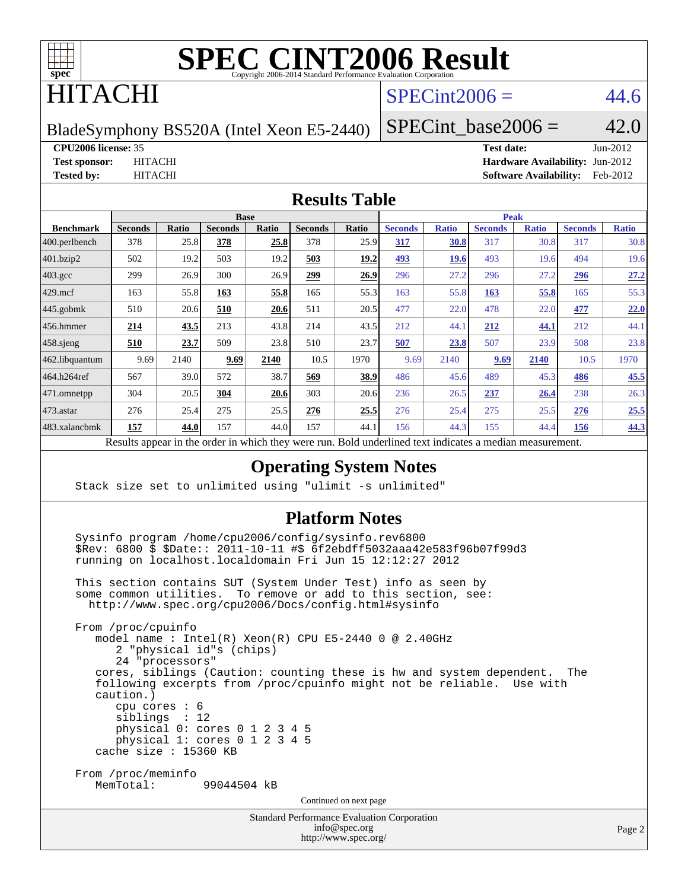# SPEC CINT2006 Result

Copyright 2006-2014 Standard Performance Evaluation Corporation

# HITACHI

BladeSymphony BS520A (Intel Xeon E5-2440)

SPECint2006 = 44.6

SPECint_base2006 = 42.0

| | | | |
|---|---|---|---|
| **CPU2006 license:** 35 | | **Test date:** | Jun-2012 |
| **Test sponsor:** | HITACHI | **Hardware Availability:** | Jun-2012 |
| **Tested by:** | HITACHI | **Software Availability:** | Feb-2012 |

## Results Table

| Benchmark | Base | | | | | | Peak | | | | | |
|---|---|---|---|---|---|---|---|---|---|---|---|---|
| | Seconds | Ratio | Seconds | Ratio | Seconds | Ratio | Seconds | Ratio | Seconds | Ratio | Seconds | Ratio |
| 400.perlbench | 378 | 25.8 | **378** | **25.8** | 378 | 25.9 | **317** | **30.8** | 317 | 30.8 | 317 | 30.8 |
| 401.bzip2 | 502 | 19.2 | 503 | 19.2 | **503** | **19.2** | **493** | **19.6** | 493 | 19.6 | 494 | 19.6 |
| 403.gcc | 299 | 26.9 | 300 | 26.9 | **299** | **26.9** | 296 | 27.2 | 296 | 27.2 | **296** | **27.2** |
| 429.mcf | 163 | 55.8 | **163** | **55.8** | 165 | 55.3 | 163 | 55.8 | **163** | **55.8** | 165 | 55.3 |
| 445.gobmk | 510 | 20.6 | **510** | **20.6** | 511 | 20.5 | 477 | 22.0 | 478 | 22.0 | **477** | **22.0** |
| 456.hmmer | **214** | **43.5** | 213 | 43.8 | 214 | 43.5 | 212 | 44.1 | **212** | **44.1** | 212 | 44.1 |
| 458.sjeng | **510** | **23.7** | 509 | 23.8 | 510 | 23.7 | **507** | **23.8** | 507 | 23.9 | 508 | 23.8 |
| 462.libquantum | 9.69 | 2140 | **9.69** | **2140** | 10.5 | 1970 | 9.69 | 2140 | **9.69** | **2140** | 10.5 | 1970 |
| 464.h264ref | 567 | 39.0 | 572 | 38.7 | **569** | **38.9** | 486 | 45.6 | 489 | 45.3 | **486** | **45.5** |
| 471.omnetpp | 304 | 20.5 | **304** | **20.6** | 303 | 20.6 | 236 | 26.5 | **237** | **26.4** | 238 | 26.3 |
| 473.astar | 276 | 25.4 | 275 | 25.5 | **276** | **25.5** | 276 | 25.4 | 275 | 25.5 | **276** | **25.5** |
| 483.xalancbmk | **157** | **44.0** | 157 | 44.0 | 157 | 44.1 | 156 | 44.3 | 155 | 44.4 | **156** | **44.3** |

Results appear in the order in which they were run. Bold underlined text indicates a median measurement.

## Operating System Notes

```
Stack size set to unlimited using "ulimit -s unlimited"
```

## Platform Notes

```
Sysinfo program /home/cpu2006/config/sysinfo.rev6800
$Rev: 6800 $ $Date:: 2011-10-11 #$ 6f2ebdff5032aaa42e583f96b07f99d3
running on localhost.localdomain Fri Jun 15 12:12:27 2012

This section contains SUT (System Under Test) info as seen by
some common utilities.  To remove or add to this section, see:
  http://www.spec.org/cpu2006/Docs/config.html#sysinfo

From /proc/cpuinfo
   model name : Intel(R) Xeon(R) CPU E5-2440 0 @ 2.40GHz
      2 "physical id"s (chips)
      24 "processors"
   cores, siblings (Caution: counting these is hw and system dependent.  The
   following excerpts from /proc/cpuinfo might not be reliable.  Use with
   caution.)
      cpu cores : 6
      siblings  : 12
      physical 0: cores 0 1 2 3 4 5
      physical 1: cores 0 1 2 3 4 5
   cache size : 15360 KB

From /proc/meminfo
   MemTotal:       99044504 kB
```

Continued on next page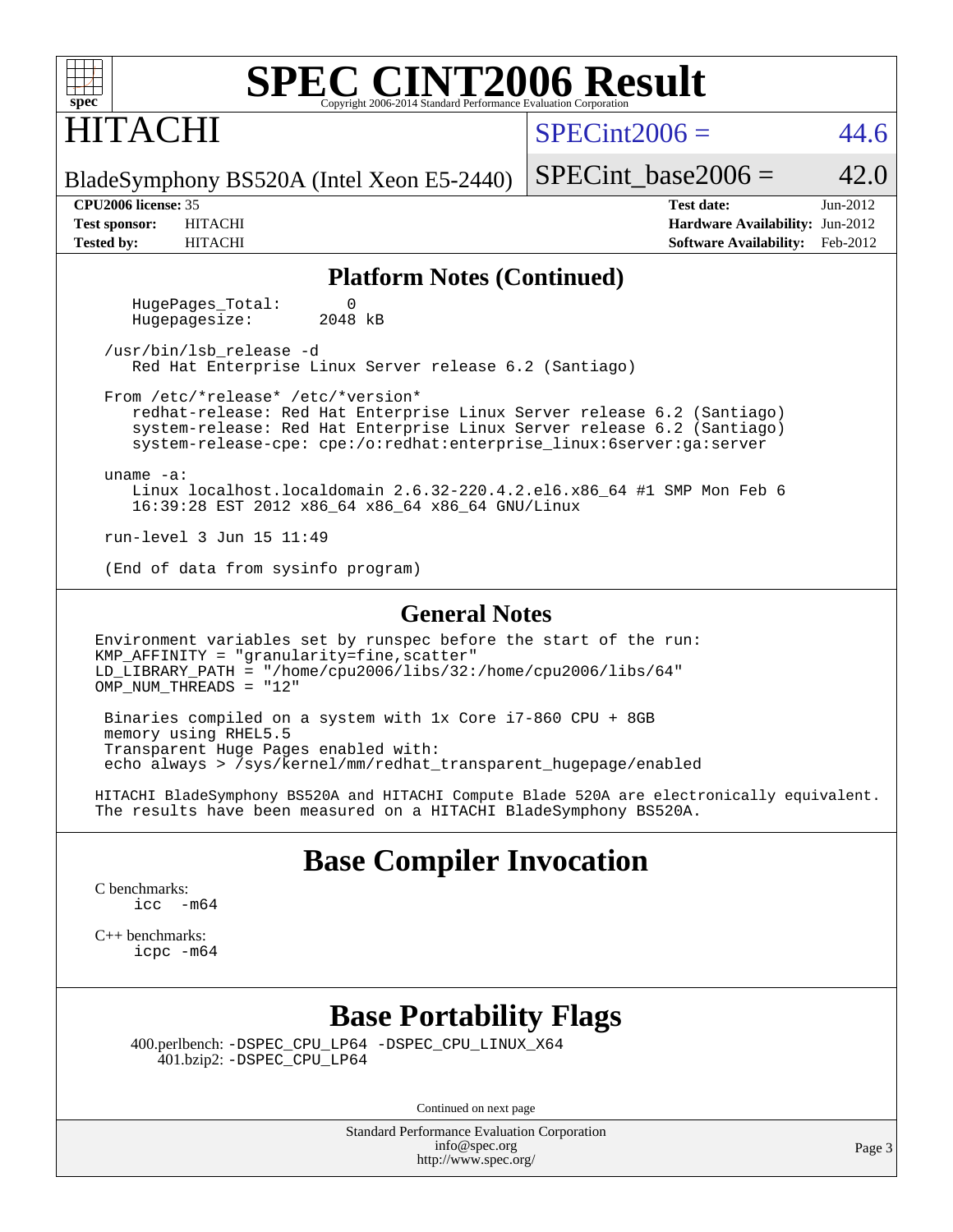# SPEC CINT2006 Result

Copyright 2006-2014 Standard Performance Evaluation Corporation

## HITACHI

BladeSymphony BS520A (Intel Xeon E5-2440)

SPECint2006 = 44.6

SPECint_base2006 = 42.0

**CPU2006 license:** 35
**Test sponsor:** HITACHI
**Tested by:** HITACHI

**Test date:** Jun-2012
**Hardware Availability:** Jun-2012
**Software Availability:** Feb-2012

## Platform Notes (Continued)

```
     HugePages_Total:       0
     Hugepagesize:       2048 kB

   /usr/bin/lsb_release -d
      Red Hat Enterprise Linux Server release 6.2 (Santiago)

   From /etc/*release* /etc/*version*
      redhat-release: Red Hat Enterprise Linux Server release 6.2 (Santiago)
      system-release: Red Hat Enterprise Linux Server release 6.2 (Santiago)
      system-release-cpe: cpe:/o:redhat:enterprise_linux:6server:ga:server

   uname -a:
      Linux localhost.localdomain 2.6.32-220.4.2.el6.x86_64 #1 SMP Mon Feb 6
      16:39:28 EST 2012 x86_64 x86_64 x86_64 GNU/Linux

   run-level 3 Jun 15 11:49

   (End of data from sysinfo program)
```

## General Notes

```
Environment variables set by runspec before the start of the run:
KMP_AFFINITY = "granularity=fine,scatter"
LD_LIBRARY_PATH = "/home/cpu2006/libs/32:/home/cpu2006/libs/64"
OMP_NUM_THREADS = "12"

 Binaries compiled on a system with 1x Core i7-860 CPU + 8GB
 memory using RHEL5.5
 Transparent Huge Pages enabled with:
 echo always > /sys/kernel/mm/redhat_transparent_hugepage/enabled

HITACHI BladeSymphony BS520A and HITACHI Compute Blade 520A are electronically equivalent.
The results have been measured on a HITACHI BladeSymphony BS520A.
```

## Base Compiler Invocation

C benchmarks:
```
icc  -m64
```

C++ benchmarks:
```
icpc -m64
```

## Base Portability Flags

400.perlbench: `-DSPEC_CPU_LP64 -DSPEC_CPU_LINUX_X64`
401.bzip2: `-DSPEC_CPU_LP64`

Continued on next page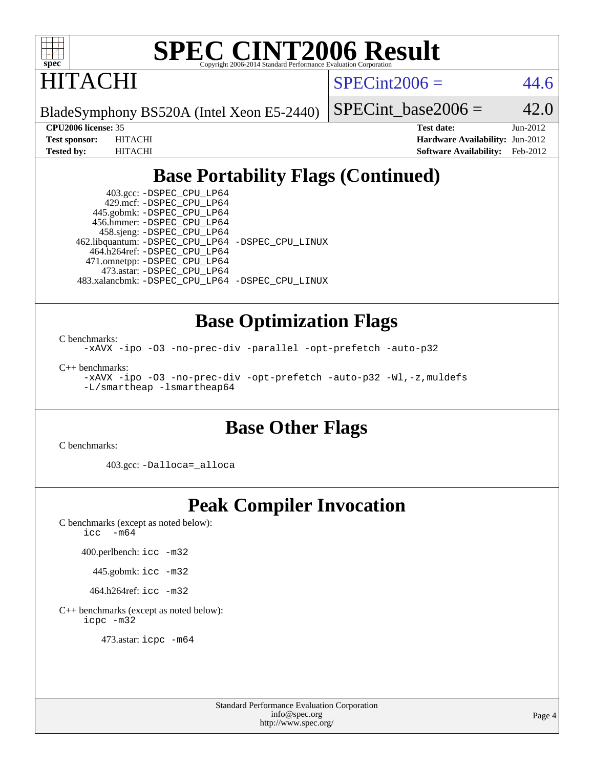# SPEC CINT2006 Result

Copyright 2006-2014 Standard Performance Evaluation Corporation

## HITACHI

BladeSymphony BS520A (Intel Xeon E5-2440)

SPECint2006 = 44.6

SPECint_base2006 = 42.0

| | | | |
|---|---|---|---|
| **CPU2006 license:** 35 | | **Test date:** | Jun-2012 |
| **Test sponsor:** | HITACHI | **Hardware Availability:** | Jun-2012 |
| **Tested by:** | HITACHI | **Software Availability:** | Feb-2012 |

## Base Portability Flags (Continued)

403.gcc: -DSPEC_CPU_LP64
429.mcf: -DSPEC_CPU_LP64
445.gobmk: -DSPEC_CPU_LP64
456.hmmer: -DSPEC_CPU_LP64
458.sjeng: -DSPEC_CPU_LP64
462.libquantum: -DSPEC_CPU_LP64 -DSPEC_CPU_LINUX
464.h264ref: -DSPEC_CPU_LP64
471.omnetpp: -DSPEC_CPU_LP64
473.astar: -DSPEC_CPU_LP64
483.xalancbmk: -DSPEC_CPU_LP64 -DSPEC_CPU_LINUX

## Base Optimization Flags

C benchmarks:

-xAVX -ipo -O3 -no-prec-div -parallel -opt-prefetch -auto-p32

C++ benchmarks:

-xAVX -ipo -O3 -no-prec-div -opt-prefetch -auto-p32 -Wl,-z,muldefs -L/smartheap -lsmartheap64

## Base Other Flags

C benchmarks:

403.gcc: -Dalloca=_alloca

## Peak Compiler Invocation

C benchmarks (except as noted below):
icc -m64

400.perlbench: icc -m32

445.gobmk: icc -m32

464.h264ref: icc -m32

C++ benchmarks (except as noted below):
icpc -m32

473.astar: icpc -m64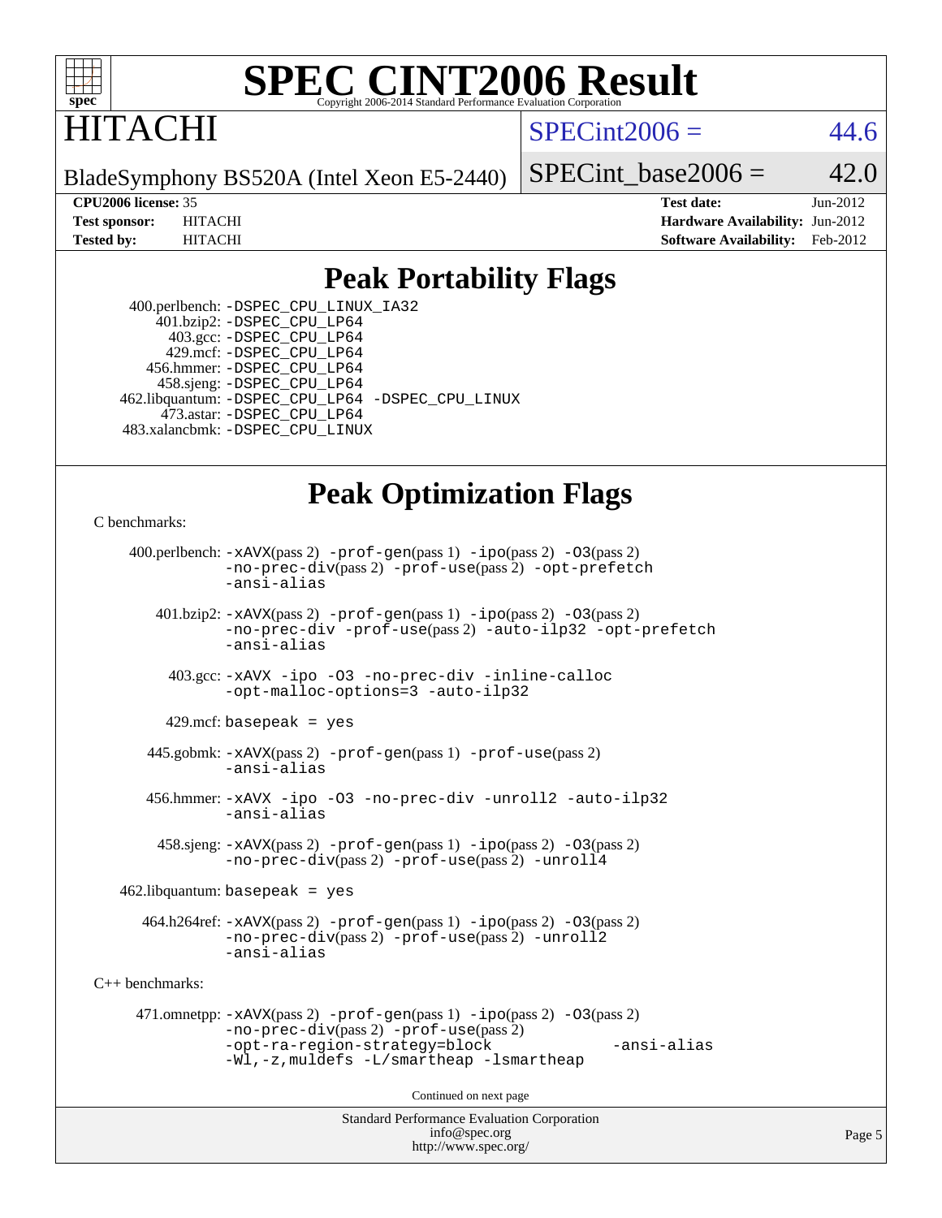# SPEC CINT2006 Result

Copyright 2006-2014 Standard Performance Evaluation Corporation

HITACHI

BladeSymphony BS520A (Intel Xeon E5-2440)

SPECint2006 = 44.6

SPECint_base2006 = 42.0

**CPU2006 license:** 35
**Test sponsor:** HITACHI
**Tested by:** HITACHI

**Test date:** Jun-2012
**Hardware Availability:** Jun-2012
**Software Availability:** Feb-2012

## Peak Portability Flags

400.perlbench: -DSPEC_CPU_LINUX_IA32
401.bzip2: -DSPEC_CPU_LP64
403.gcc: -DSPEC_CPU_LP64
429.mcf: -DSPEC_CPU_LP64
456.hmmer: -DSPEC_CPU_LP64
458.sjeng: -DSPEC_CPU_LP64
462.libquantum: -DSPEC_CPU_LP64 -DSPEC_CPU_LINUX
473.astar: -DSPEC_CPU_LP64
483.xalancbmk: -DSPEC_CPU_LINUX

## Peak Optimization Flags

C benchmarks:

400.perlbench: -xAVX(pass 2) -prof-gen(pass 1) -ipo(pass 2) -O3(pass 2) -no-prec-div(pass 2) -prof-use(pass 2) -opt-prefetch -ansi-alias

401.bzip2: -xAVX(pass 2) -prof-gen(pass 1) -ipo(pass 2) -O3(pass 2) -no-prec-div -prof-use(pass 2) -auto-ilp32 -opt-prefetch -ansi-alias

403.gcc: -xAVX -ipo -O3 -no-prec-div -inline-calloc -opt-malloc-options=3 -auto-ilp32

429.mcf: basepeak = yes

445.gobmk: -xAVX(pass 2) -prof-gen(pass 1) -prof-use(pass 2) -ansi-alias

456.hmmer: -xAVX -ipo -O3 -no-prec-div -unroll2 -auto-ilp32 -ansi-alias

458.sjeng: -xAVX(pass 2) -prof-gen(pass 1) -ipo(pass 2) -O3(pass 2) -no-prec-div(pass 2) -prof-use(pass 2) -unroll4

462.libquantum: basepeak = yes

464.h264ref: -xAVX(pass 2) -prof-gen(pass 1) -ipo(pass 2) -O3(pass 2) -no-prec-div(pass 2) -prof-use(pass 2) -unroll2 -ansi-alias

C++ benchmarks:

471.omnetpp: -xAVX(pass 2) -prof-gen(pass 1) -ipo(pass 2) -O3(pass 2) -no-prec-div(pass 2) -prof-use(pass 2) -opt-ra-region-strategy=block -ansi-alias -Wl,-z,muldefs -L/smartheap -lsmartheap

Continued on next page

Standard Performance Evaluation Corporation
info@spec.org
http://www.spec.org/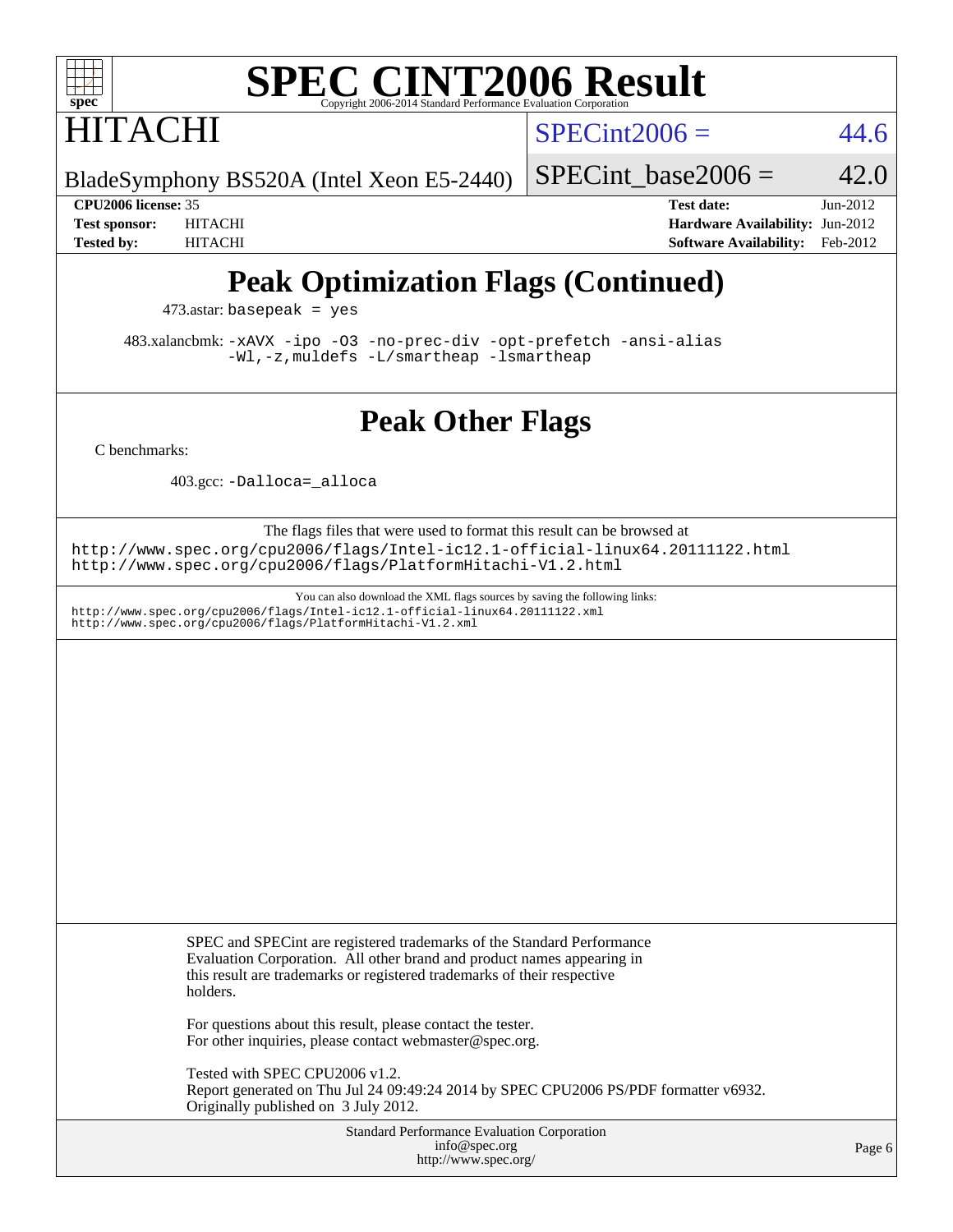# SPEC CINT2006 Result

Copyright 2006-2014 Standard Performance Evaluation Corporation

HITACHI

BladeSymphony BS520A (Intel Xeon E5-2440)

SPECint2006 = 44.6

SPECint_base2006 = 42.0

| | | | |
|---|---|---|---|
| **CPU2006 license:** 35 | | **Test date:** | Jun-2012 |
| **Test sponsor:** | HITACHI | **Hardware Availability:** | Jun-2012 |
| **Tested by:** | HITACHI | **Software Availability:** | Feb-2012 |

## Peak Optimization Flags (Continued)

473.astar: basepeak = yes

483.xalancbmk: -xAVX -ipo -O3 -no-prec-div -opt-prefetch -ansi-alias -Wl,-z,muldefs -L/smartheap -lsmartheap

## Peak Other Flags

C benchmarks:

403.gcc: -Dalloca=_alloca

The flags files that were used to format this result can be browsed at
http://www.spec.org/cpu2006/flags/Intel-ic12.1-official-linux64.20111122.html
http://www.spec.org/cpu2006/flags/PlatformHitachi-V1.2.html

You can also download the XML flags sources by saving the following links:
http://www.spec.org/cpu2006/flags/Intel-ic12.1-official-linux64.20111122.xml
http://www.spec.org/cpu2006/flags/PlatformHitachi-V1.2.xml

SPEC and SPECint are registered trademarks of the Standard Performance Evaluation Corporation. All other brand and product names appearing in this result are trademarks or registered trademarks of their respective holders.

For questions about this result, please contact the tester.
For other inquiries, please contact webmaster@spec.org.

Tested with SPEC CPU2006 v1.2.
Report generated on Thu Jul 24 09:49:24 2014 by SPEC CPU2006 PS/PDF formatter v6932.
Originally published on 3 July 2012.

Standard Performance Evaluation Corporation
info@spec.org
http://www.spec.org/